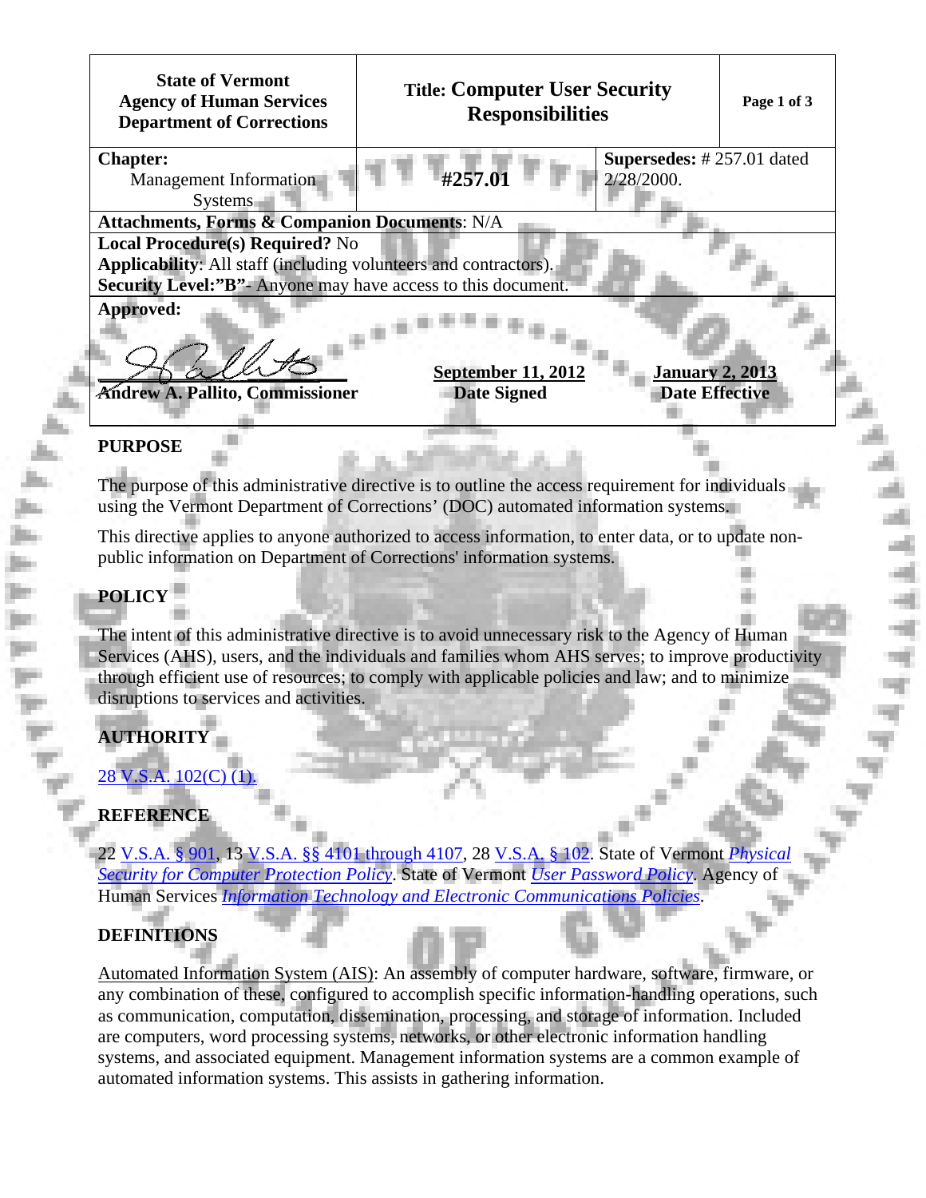| State of Vermont Agency of Human Services Department of Corrections | Title: **Computer User Security Responsibilities** | |
|---|---|---|
| **Chapter:** Management Information Systems | **#257.01** | **Supersedes:** # 257.01 dated 2/28/2000. |
| **Attachments, Forms & Companion Documents**: N/A | | |
| **Local Procedure(s) Required?** No<br>**Applicability**: All staff (including volunteers and contractors).<br>**Security Level:"B"**- Anyone may have access to this document. | | |
| **Approved:**<br>**Andrew A. Pallito, Commissioner** | **September 11, 2012**<br>**Date Signed** | **January 2, 2013**<br>**Date Effective** |

## PURPOSE

The purpose of this administrative directive is to outline the access requirement for individuals using the Vermont Department of Corrections' (DOC) automated information systems.

This directive applies to anyone authorized to access information, to enter data, or to update non-public information on Department of Corrections' information systems.

## POLICY

The intent of this administrative directive is to avoid unnecessary risk to the Agency of Human Services (AHS), users, and the individuals and families whom AHS serves; to improve productivity through efficient use of resources; to comply with applicable policies and law; and to minimize disruptions to services and activities.

## AUTHORITY

28 V.S.A. 102(C) (1).

## REFERENCE

22 V.S.A. § 901, 13 V.S.A. §§ 4101 through 4107, 28 V.S.A. § 102. State of Vermont *Physical Security for Computer Protection Policy*. State of Vermont *User Password Policy*. Agency of Human Services *Information Technology and Electronic Communications Policies*.

## DEFINITIONS

Automated Information System (AIS): An assembly of computer hardware, software, firmware, or any combination of these, configured to accomplish specific information-handling operations, such as communication, computation, dissemination, processing, and storage of information. Included are computers, word processing systems, networks, or other electronic information handling systems, and associated equipment. Management information systems are a common example of automated information systems. This assists in gathering information.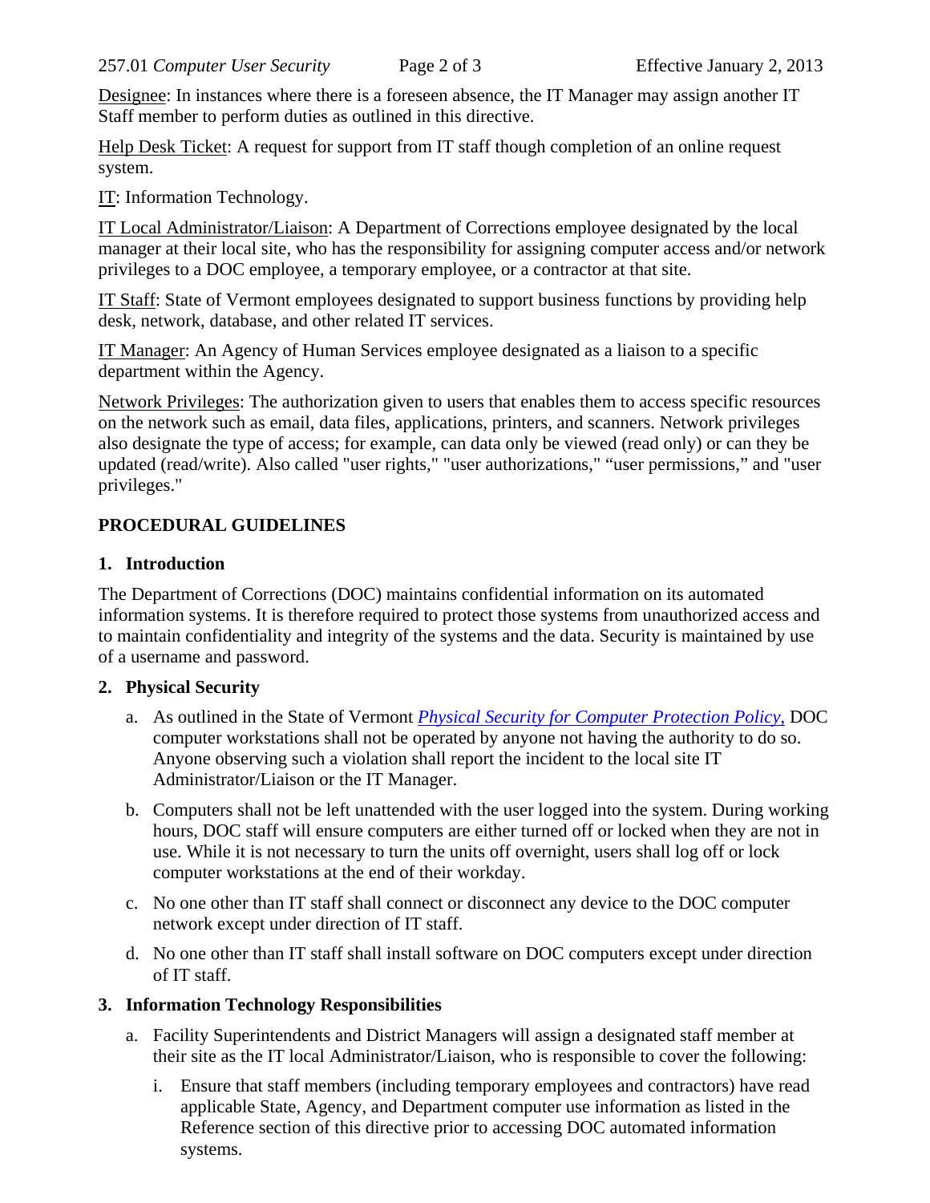Designee: In instances where there is a foreseen absence, the IT Manager may assign another IT Staff member to perform duties as outlined in this directive.

Help Desk Ticket: A request for support from IT staff though completion of an online request system.

IT: Information Technology.

IT Local Administrator/Liaison: A Department of Corrections employee designated by the local manager at their local site, who has the responsibility for assigning computer access and/or network privileges to a DOC employee, a temporary employee, or a contractor at that site.

IT Staff: State of Vermont employees designated to support business functions by providing help desk, network, database, and other related IT services.

IT Manager: An Agency of Human Services employee designated as a liaison to a specific department within the Agency.

Network Privileges: The authorization given to users that enables them to access specific resources on the network such as email, data files, applications, printers, and scanners. Network privileges also designate the type of access; for example, can data only be viewed (read only) or can they be updated (read/write). Also called "user rights," "user authorizations," "user permissions," and "user privileges."

## PROCEDURAL GUIDELINES

### 1. Introduction

The Department of Corrections (DOC) maintains confidential information on its automated information systems. It is therefore required to protect those systems from unauthorized access and to maintain confidentiality and integrity of the systems and the data. Security is maintained by use of a username and password.

### 2. Physical Security

a. As outlined in the State of Vermont *Physical Security for Computer Protection Policy,* DOC computer workstations shall not be operated by anyone not having the authority to do so. Anyone observing such a violation shall report the incident to the local site IT Administrator/Liaison or the IT Manager.

b. Computers shall not be left unattended with the user logged into the system. During working hours, DOC staff will ensure computers are either turned off or locked when they are not in use. While it is not necessary to turn the units off overnight, users shall log off or lock computer workstations at the end of their workday.

c. No one other than IT staff shall connect or disconnect any device to the DOC computer network except under direction of IT staff.

d. No one other than IT staff shall install software on DOC computers except under direction of IT staff.

### 3. Information Technology Responsibilities

a. Facility Superintendents and District Managers will assign a designated staff member at their site as the IT local Administrator/Liaison, who is responsible to cover the following:

   i. Ensure that staff members (including temporary employees and contractors) have read applicable State, Agency, and Department computer use information as listed in the Reference section of this directive prior to accessing DOC automated information systems.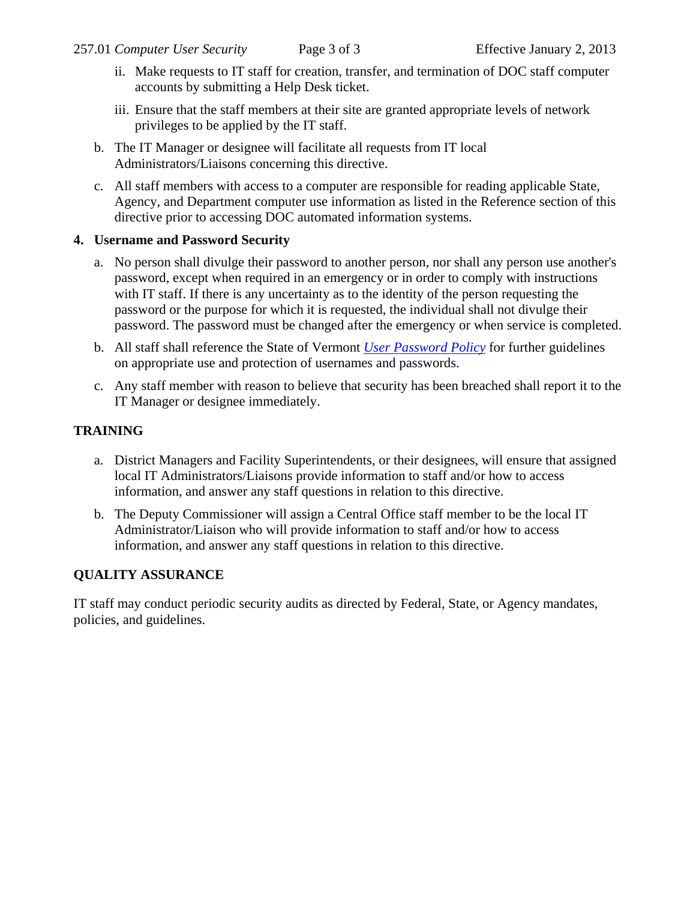ii. Make requests to IT staff for creation, transfer, and termination of DOC staff computer accounts by submitting a Help Desk ticket.

iii. Ensure that the staff members at their site are granted appropriate levels of network privileges to be applied by the IT staff.

b. The IT Manager or designee will facilitate all requests from IT local Administrators/Liaisons concerning this directive.

c. All staff members with access to a computer are responsible for reading applicable State, Agency, and Department computer use information as listed in the Reference section of this directive prior to accessing DOC automated information systems.

**4. Username and Password Security**

a. No person shall divulge their password to another person, nor shall any person use another's password, except when required in an emergency or in order to comply with instructions with IT staff. If there is any uncertainty as to the identity of the person requesting the password or the purpose for which it is requested, the individual shall not divulge their password. The password must be changed after the emergency or when service is completed.

b. All staff shall reference the State of Vermont *User Password Policy* for further guidelines on appropriate use and protection of usernames and passwords.

c. Any staff member with reason to believe that security has been breached shall report it to the IT Manager or designee immediately.

## TRAINING

a. District Managers and Facility Superintendents, or their designees, will ensure that assigned local IT Administrators/Liaisons provide information to staff and/or how to access information, and answer any staff questions in relation to this directive.

b. The Deputy Commissioner will assign a Central Office staff member to be the local IT Administrator/Liaison who will provide information to staff and/or how to access information, and answer any staff questions in relation to this directive.

## QUALITY ASSURANCE

IT staff may conduct periodic security audits as directed by Federal, State, or Agency mandates, policies, and guidelines.